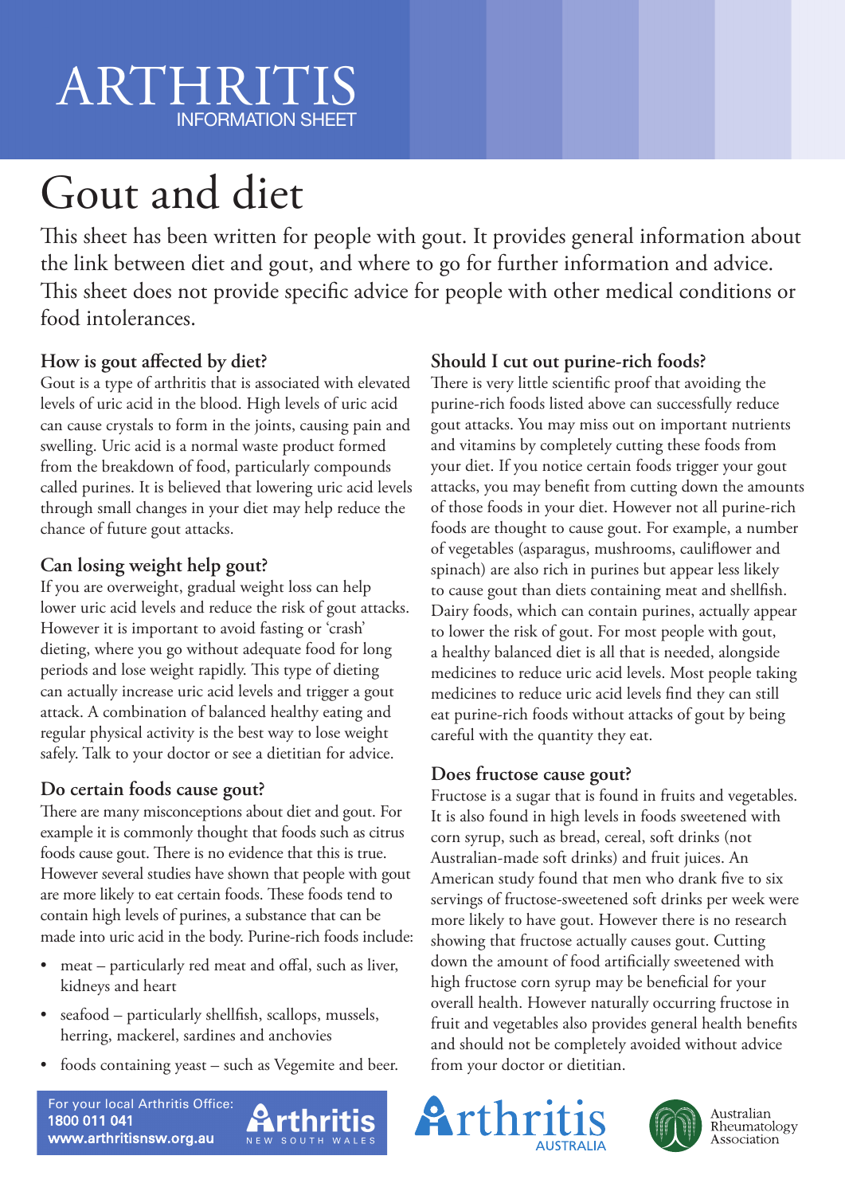# ARTHRITIS
INFORMATION SHEET

# Gout and diet

This sheet has been written for people with gout. It provides general information about the link between diet and gout, and where to go for further information and advice. This sheet does not provide specific advice for people with other medical conditions or food intolerances.

## How is gout affected by diet?

Gout is a type of arthritis that is associated with elevated levels of uric acid in the blood. High levels of uric acid can cause crystals to form in the joints, causing pain and swelling. Uric acid is a normal waste product formed from the breakdown of food, particularly compounds called purines. It is believed that lowering uric acid levels through small changes in your diet may help reduce the chance of future gout attacks.

## Can losing weight help gout?

If you are overweight, gradual weight loss can help lower uric acid levels and reduce the risk of gout attacks. However it is important to avoid fasting or 'crash' dieting, where you go without adequate food for long periods and lose weight rapidly. This type of dieting can actually increase uric acid levels and trigger a gout attack. A combination of balanced healthy eating and regular physical activity is the best way to lose weight safely. Talk to your doctor or see a dietitian for advice.

## Do certain foods cause gout?

There are many misconceptions about diet and gout. For example it is commonly thought that foods such as citrus foods cause gout. There is no evidence that this is true. However several studies have shown that people with gout are more likely to eat certain foods. These foods tend to contain high levels of purines, a substance that can be made into uric acid in the body. Purine-rich foods include:

- meat – particularly red meat and offal, such as liver, kidneys and heart
- seafood – particularly shellfish, scallops, mussels, herring, mackerel, sardines and anchovies
- foods containing yeast – such as Vegemite and beer.

## Should I cut out purine-rich foods?

There is very little scientific proof that avoiding the purine-rich foods listed above can successfully reduce gout attacks. You may miss out on important nutrients and vitamins by completely cutting these foods from your diet. If you notice certain foods trigger your gout attacks, you may benefit from cutting down the amounts of those foods in your diet. However not all purine-rich foods are thought to cause gout. For example, a number of vegetables (asparagus, mushrooms, cauliflower and spinach) are also rich in purines but appear less likely to cause gout than diets containing meat and shellfish. Dairy foods, which can contain purines, actually appear to lower the risk of gout. For most people with gout, a healthy balanced diet is all that is needed, alongside medicines to reduce uric acid levels. Most people taking medicines to reduce uric acid levels find they can still eat purine-rich foods without attacks of gout by being careful with the quantity they eat.

## Does fructose cause gout?

Fructose is a sugar that is found in fruits and vegetables. It is also found in high levels in foods sweetened with corn syrup, such as bread, cereal, soft drinks (not Australian-made soft drinks) and fruit juices. An American study found that men who drank five to six servings of fructose-sweetened soft drinks per week were more likely to have gout. However there is no research showing that fructose actually causes gout. Cutting down the amount of food artificially sweetened with high fructose corn syrup may be beneficial for your overall health. However naturally occurring fructose in fruit and vegetables also provides general health benefits and should not be completely avoided without advice from your doctor or dietitian.

For your local Arthritis Office:
**1800 011 041**
**www.arthritisnsw.org.au**

Arthritis NEW SOUTH WALES

Arthritis AUSTRALIA

Australian Rheumatology Association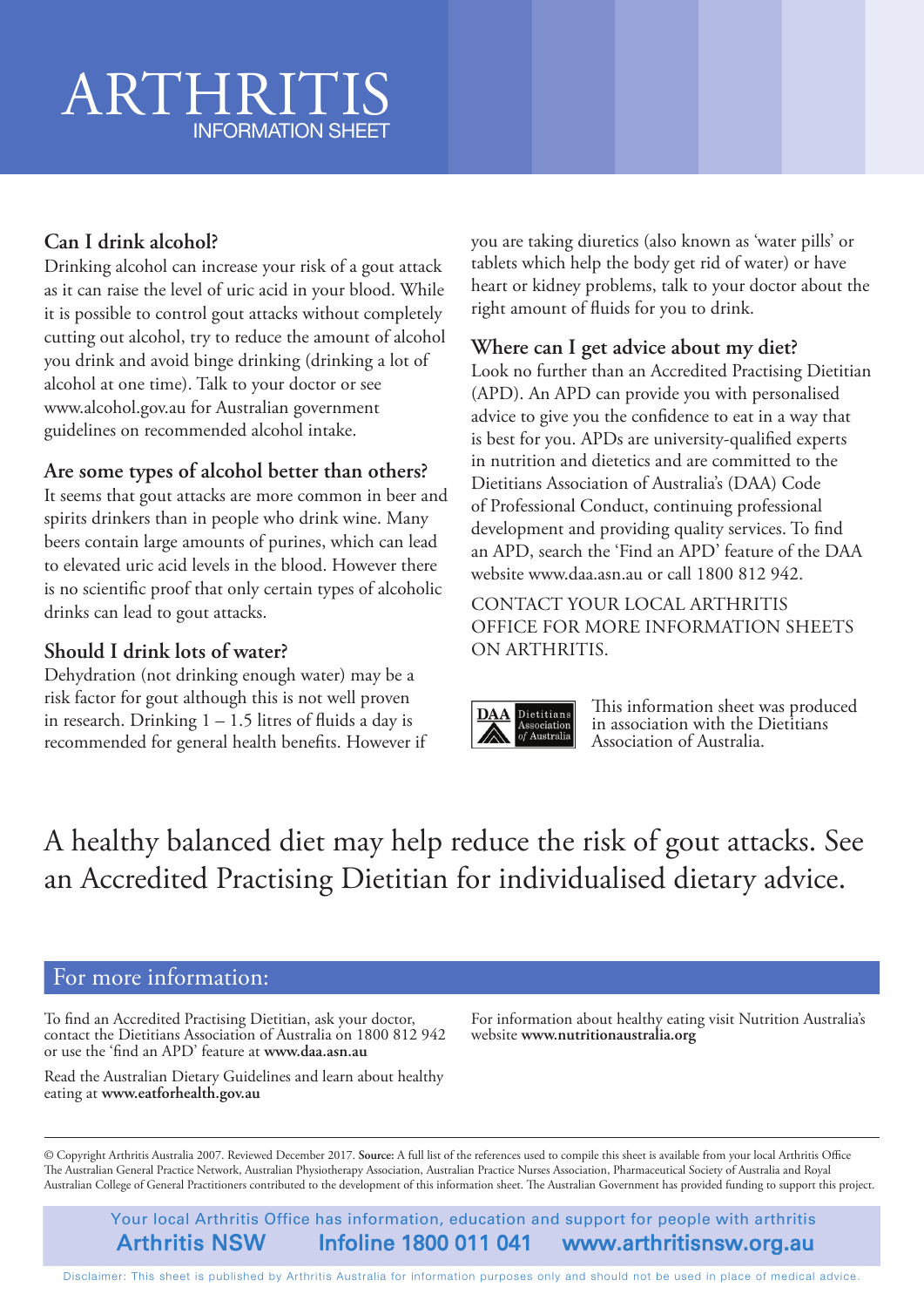# ARTHRITIS
INFORMATION SHEET

## Can I drink alcohol?

Drinking alcohol can increase your risk of a gout attack as it can raise the level of uric acid in your blood. While it is possible to control gout attacks without completely cutting out alcohol, try to reduce the amount of alcohol you drink and avoid binge drinking (drinking a lot of alcohol at one time). Talk to your doctor or see www.alcohol.gov.au for Australian government guidelines on recommended alcohol intake.

## Are some types of alcohol better than others?

It seems that gout attacks are more common in beer and spirits drinkers than in people who drink wine. Many beers contain large amounts of purines, which can lead to elevated uric acid levels in the blood. However there is no scientific proof that only certain types of alcoholic drinks can lead to gout attacks.

## Should I drink lots of water?

Dehydration (not drinking enough water) may be a risk factor for gout although this is not well proven in research. Drinking 1 – 1.5 litres of fluids a day is recommended for general health benefits. However if you are taking diuretics (also known as 'water pills' or tablets which help the body get rid of water) or have heart or kidney problems, talk to your doctor about the right amount of fluids for you to drink.

## Where can I get advice about my diet?

Look no further than an Accredited Practising Dietitian (APD). An APD can provide you with personalised advice to give you the confidence to eat in a way that is best for you. APDs are university-qualified experts in nutrition and dietetics and are committed to the Dietitians Association of Australia's (DAA) Code of Professional Conduct, continuing professional development and providing quality services. To find an APD, search the 'Find an APD' feature of the DAA website www.daa.asn.au or call 1800 812 942.

CONTACT YOUR LOCAL ARTHRITIS OFFICE FOR MORE INFORMATION SHEETS ON ARTHRITIS.

DAA Dietitians Association of Australia

This information sheet was produced in association with the Dietitians Association of Australia.

A healthy balanced diet may help reduce the risk of gout attacks. See an Accredited Practising Dietitian for individualised dietary advice.

## For more information:

To find an Accredited Practising Dietitian, ask your doctor, contact the Dietitians Association of Australia on 1800 812 942 or use the 'find an APD' feature at **www.daa.asn.au**

Read the Australian Dietary Guidelines and learn about healthy eating at **www.eatforhealth.gov.au**

For information about healthy eating visit Nutrition Australia's website **www.nutritionaustralia.org**

© Copyright Arthritis Australia 2007. Reviewed December 2017. **Source:** A full list of the references used to compile this sheet is available from your local Arthritis Office The Australian General Practice Network, Australian Physiotherapy Association, Australian Practice Nurses Association, Pharmaceutical Society of Australia and Royal Australian College of General Practitioners contributed to the development of this information sheet. The Australian Government has provided funding to support this project.

Your local Arthritis Office has information, education and support for people with arthritis

**Arthritis NSW     Infoline 1800 011 041     www.arthritisnsw.org.au**

Disclaimer: This sheet is published by Arthritis Australia for information purposes only and should not be used in place of medical advice.